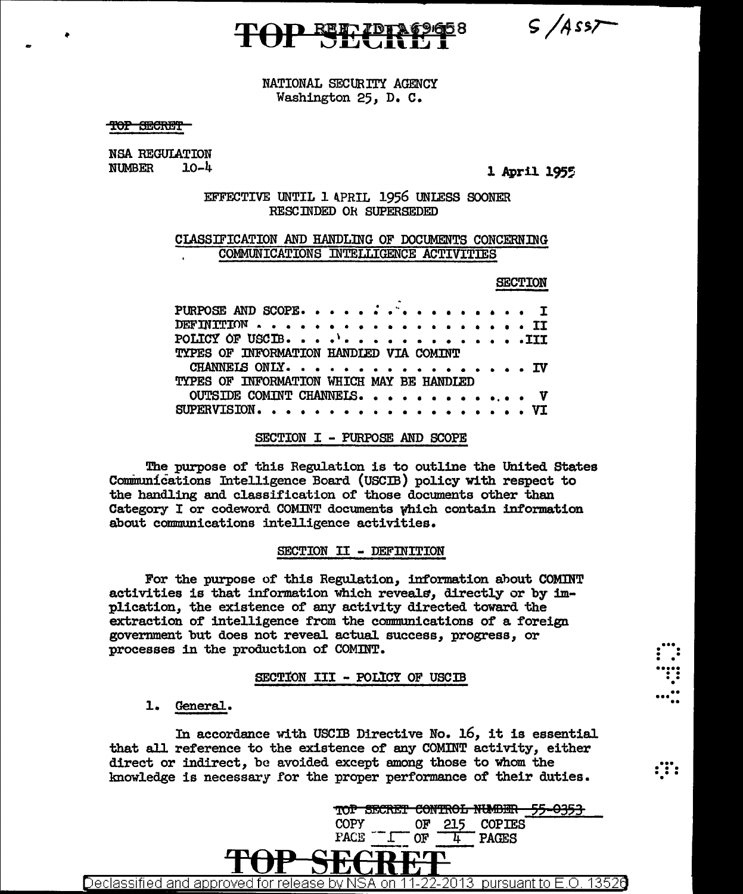TOP SECRET

REF ID:A69658

S/ASST

NATIONAL SECURITY AGENCY
Washington 25, D. C.

~~TOP SECRET~~

NSA REGULATION
NUMBER 10-4

1 April 1955

EFFECTIVE UNTIL 1 APRIL 1956 UNLESS SOONER RESCINDED OR SUPERSEDED

CLASSIFICATION AND HANDLING OF DOCUMENTS CONCERNING COMMUNICATIONS INTELLIGENCE ACTIVITIES

| | SECTION |
|---|---|
| PURPOSE AND SCOPE | I |
| DEFINITION | II |
| POLICY OF USCIB | III |
| TYPES OF INFORMATION HANDLED VIA COMINT CHANNELS ONLY | IV |
| TYPES OF INFORMATION WHICH MAY BE HANDLED OUTSIDE COMINT CHANNELS | V |
| SUPERVISION | VI |

## SECTION I - PURPOSE AND SCOPE

The purpose of this Regulation is to outline the United States Communications Intelligence Board (USCIB) policy with respect to the handling and classification of those documents other than Category I or codeword COMINT documents which contain information about communications intelligence activities.

## SECTION II - DEFINITION

For the purpose of this Regulation, information about COMINT activities is that information which reveals, directly or by implication, the existence of any activity directed toward the extraction of intelligence from the communications of a foreign government but does not reveal actual success, progress, or processes in the production of COMINT.

## SECTION III - POLICY OF USCIB

1. General.

In accordance with USCIB Directive No. 16, it is essential that all reference to the existence of any COMINT activity, either direct or indirect, be avoided except among those to whom the knowledge is necessary for the proper performance of their duties.

~~TOP SECRET CONTROL NUMBER 55-0353~~
COPY ___ OF 215 COPIES
PAGE I OF 4 PAGES

TOP SECRET

Declassified and approved for release by NSA on 11-22-2013 pursuant to E.O. 13526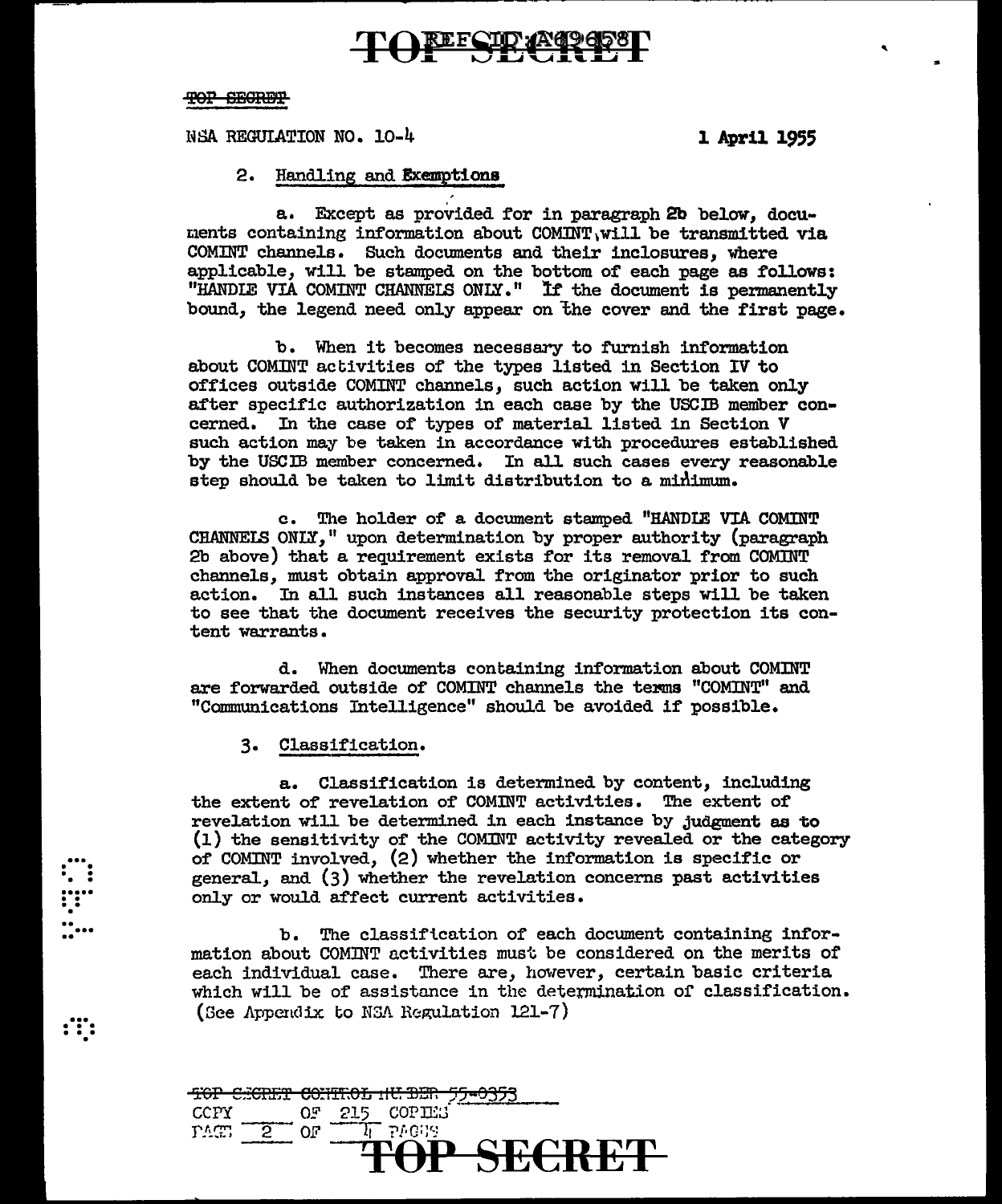TOP SECRET

NSA REGULATION NO. 10-4 1 April 1955

2. Handling and Exemptions

a. Except as provided for in paragraph 2b below, documents containing information about COMINT will be transmitted via COMINT channels. Such documents and their inclosures, where applicable, will be stamped on the bottom of each page as follows: "HANDLE VIA COMINT CHANNELS ONLY." If the document is permanently bound, the legend need only appear on the cover and the first page.

b. When it becomes necessary to furnish information about COMINT activities of the types listed in Section IV to offices outside COMINT channels, such action will be taken only after specific authorization in each case by the USCIB member concerned. In the case of types of material listed in Section V such action may be taken in accordance with procedures established by the USCIB member concerned. In all such cases every reasonable step should be taken to limit distribution to a minimum.

c. The holder of a document stamped "HANDLE VIA COMINT CHANNELS ONLY," upon determination by proper authority (paragraph 2b above) that a requirement exists for its removal from COMINT channels, must obtain approval from the originator prior to such action. In all such instances all reasonable steps will be taken to see that the document receives the security protection its content warrants.

d. When documents containing information about COMINT are forwarded outside of COMINT channels the terms "COMINT" and "Communications Intelligence" should be avoided if possible.

3. Classification.

a. Classification is determined by content, including the extent of revelation of COMINT activities. The extent of revelation will be determined in each instance by judgment as to (1) the sensitivity of the COMINT activity revealed or the category of COMINT involved, (2) whether the information is specific or general, and (3) whether the revelation concerns past activities only or would affect current activities.

b. The classification of each document containing information about COMINT activities must be considered on the merits of each individual case. There are, however, certain basic criteria which will be of assistance in the determination of classification. (See Appendix to NSA Regulation 121-7)

TOP SECRET CONTROL NUMBER 55-0353
COPY ___ OF 215 COPIES
PAGE 2 OF 4 PAGES

TOP SECRET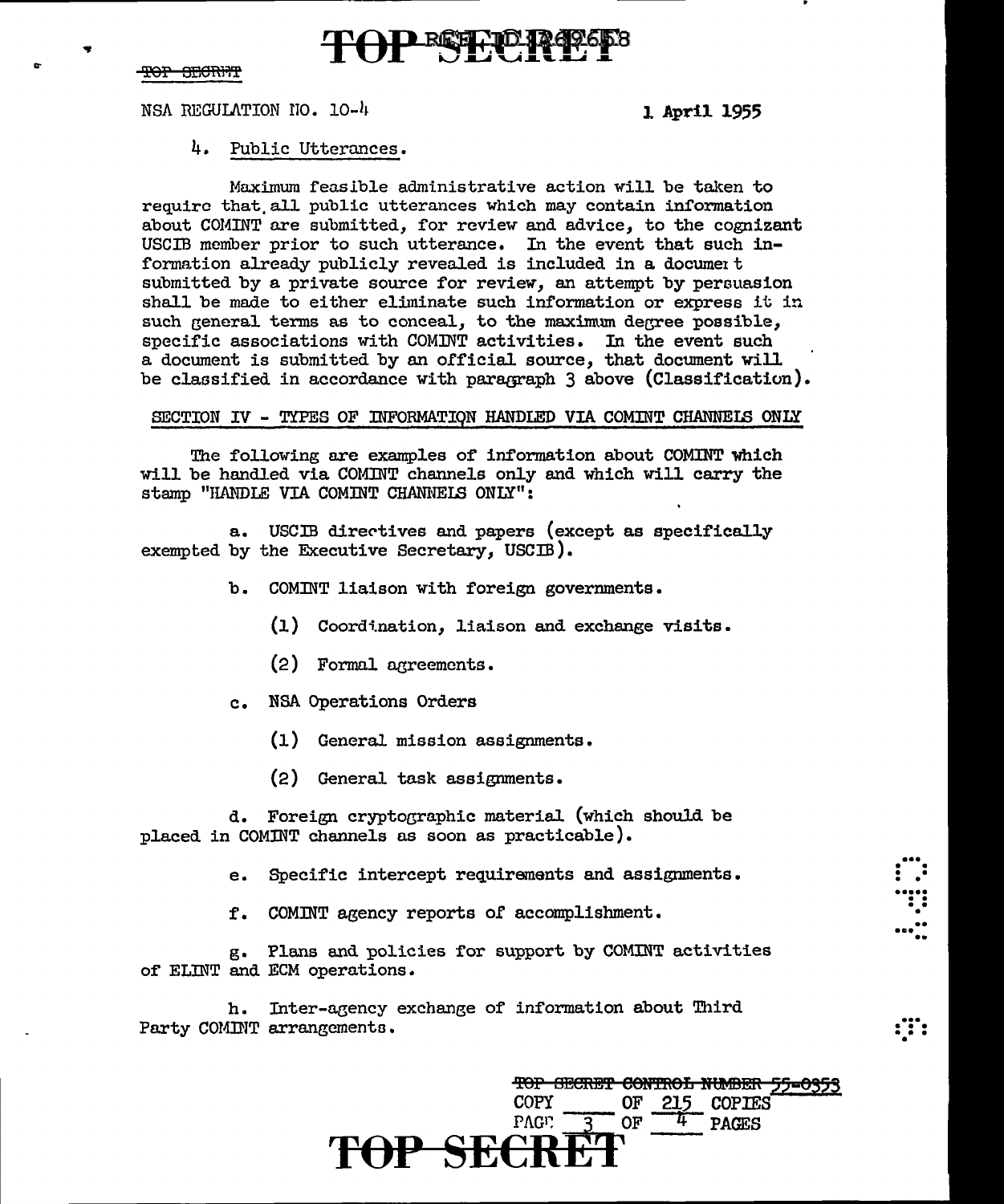NSA REGULATION NO. 10-4 1 April 1955

4. Public Utterances.

Maximum feasible administrative action will be taken to require that all public utterances which may contain information about COMINT are submitted, for review and advice, to the cognizant USCIB member prior to such utterance. In the event that such information already publicly revealed is included in a document submitted by a private source for review, an attempt by persuasion shall be made to either eliminate such information or express it in such general terms as to conceal, to the maximum degree possible, specific associations with COMINT activities. In the event such a document is submitted by an official source, that document will be classified in accordance with paragraph 3 above (Classification).

## SECTION IV - TYPES OF INFORMATION HANDLED VIA COMINT CHANNELS ONLY

The following are examples of information about COMINT which will be handled via COMINT channels only and which will carry the stamp "HANDLE VIA COMINT CHANNELS ONLY":

a. USCIB directives and papers (except as specifically exempted by the Executive Secretary, USCIB).

b. COMINT liaison with foreign governments.

(1) Coordination, liaison and exchange visits.

(2) Formal agreements.

c. NSA Operations Orders

(1) General mission assignments.

(2) General task assignments.

d. Foreign cryptographic material (which should be placed in COMINT channels as soon as practicable).

e. Specific intercept requirements and assignments.

f. COMINT agency reports of accomplishment.

g. Plans and policies for support by COMINT activities of ELINT and ECM operations.

h. Inter-agency exchange of information about Third Party COMINT arrangements.

~~TOP SECRET CONTROL NUMBER 55-0353~~
COPY ____ OF 215 COPIES
PAGE 3 OF 4 PAGES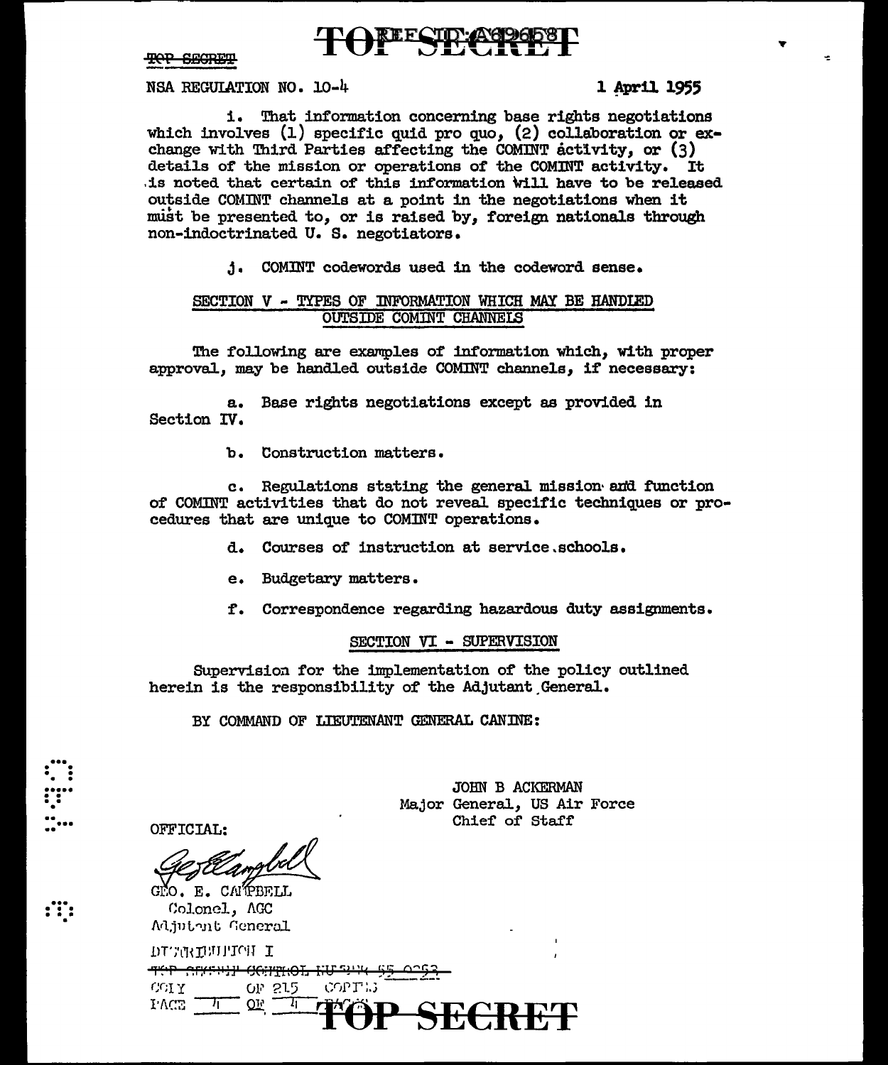NSA REGULATION NO. 10-4 1 April 1955

i. That information concerning base rights negotiations which involves (1) specific quid pro quo, (2) collaboration or exchange with Third Parties affecting the COMINT activity, or (3) details of the mission or operations of the COMINT activity. It is noted that certain of this information will have to be released outside COMINT channels at a point in the negotiations when it must be presented to, or is raised by, foreign nationals through non-indoctrinated U. S. negotiators.

j. COMINT codewords used in the codeword sense.

## SECTION V - TYPES OF INFORMATION WHICH MAY BE HANDLED OUTSIDE COMINT CHANNELS

The following are examples of information which, with proper approval, may be handled outside COMINT channels, if necessary:

a. Base rights negotiations except as provided in Section IV.

b. Construction matters.

c. Regulations stating the general mission and function of COMINT activities that do not reveal specific techniques or procedures that are unique to COMINT operations.

d. Courses of instruction at service schools.

e. Budgetary matters.

f. Correspondence regarding hazardous duty assignments.

## SECTION VI - SUPERVISION

Supervision for the implementation of the policy outlined herein is the responsibility of the Adjutant General.

BY COMMAND OF LIEUTENANT GENERAL CANINE:

JOHN B ACKERMAN
Major General, US Air Force
Chief of Staff

OFFICIAL:

GEO. E. CAMPBELL
Colonel, AGC
Adjutant General

DISTRIBUTION I

~~TOP SECRET CONTROL NUMBER 55-0253~~
COPY ____ OF 215 COPIES
PAGE 4 OF 4 PAGES

TOP SECRET